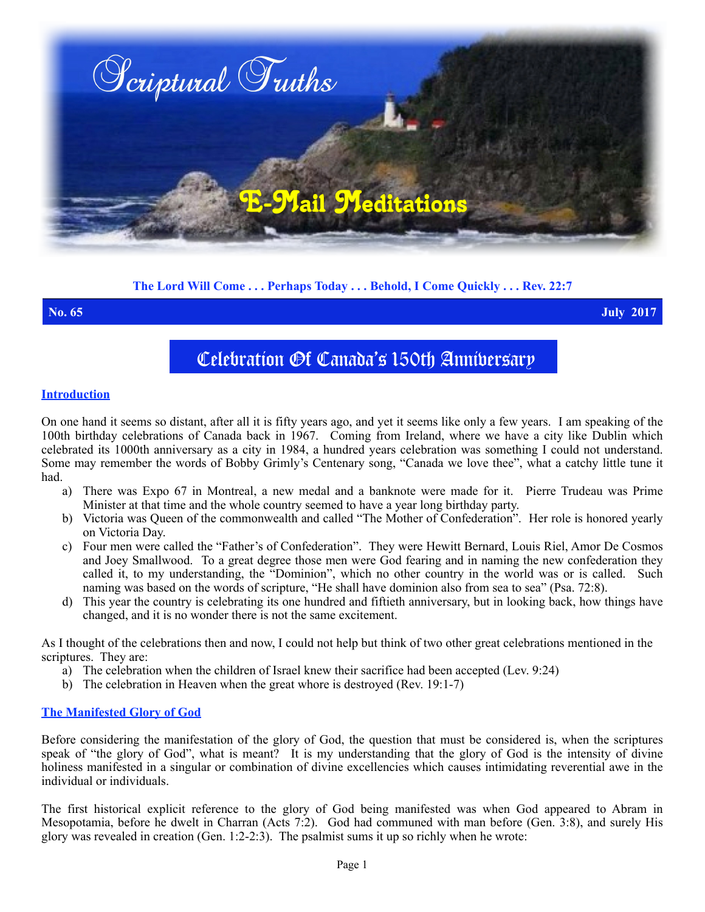# Scriptural Truths

## E-Mail Meditations

**The Lord Will Come . . . Perhaps Today . . . Behold, I Come Quickly . . . Rev. 22:7**

**No. 65** **July 2017**

# Celebration Of Canada's 150th Anniversary

### Introduction

On one hand it seems so distant, after all it is fifty years ago, and yet it seems like only a few years. I am speaking of the 100th birthday celebrations of Canada back in 1967. Coming from Ireland, where we have a city like Dublin which celebrated its 1000th anniversary as a city in 1984, a hundred years celebration was something I could not understand. Some may remember the words of Bobby Grimly's Centenary song, "Canada we love thee", what a catchy little tune it had.

a) There was Expo 67 in Montreal, a new medal and a banknote were made for it. Pierre Trudeau was Prime Minister at that time and the whole country seemed to have a year long birthday party.

b) Victoria was Queen of the commonwealth and called "The Mother of Confederation". Her role is honored yearly on Victoria Day.

c) Four men were called the "Father's of Confederation". They were Hewitt Bernard, Louis Riel, Amor De Cosmos and Joey Smallwood. To a great degree those men were God fearing and in naming the new confederation they called it, to my understanding, the "Dominion", which no other country in the world was or is called. Such naming was based on the words of scripture, "He shall have dominion also from sea to sea" (Psa. 72:8).

d) This year the country is celebrating its one hundred and fiftieth anniversary, but in looking back, how things have changed, and it is no wonder there is not the same excitement.

As I thought of the celebrations then and now, I could not help but think of two other great celebrations mentioned in the scriptures. They are:

a) The celebration when the children of Israel knew their sacrifice had been accepted (Lev. 9:24)

b) The celebration in Heaven when the great whore is destroyed (Rev. 19:1-7)

### The Manifested Glory of God

Before considering the manifestation of the glory of God, the question that must be considered is, when the scriptures speak of "the glory of God", what is meant? It is my understanding that the glory of God is the intensity of divine holiness manifested in a singular or combination of divine excellencies which causes intimidating reverential awe in the individual or individuals.

The first historical explicit reference to the glory of God being manifested was when God appeared to Abram in Mesopotamia, before he dwelt in Charran (Acts 7:2). God had communed with man before (Gen. 3:8), and surely His glory was revealed in creation (Gen. 1:2-2:3). The psalmist sums it up so richly when he wrote: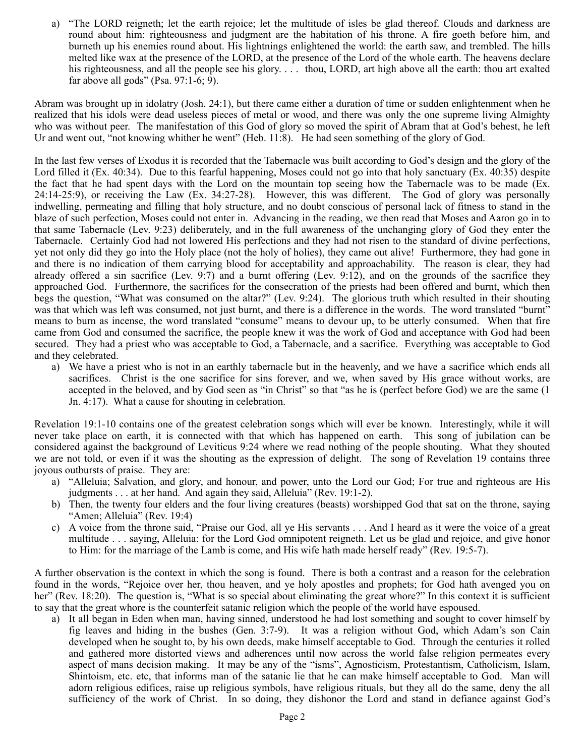a) "The LORD reigneth; let the earth rejoice; let the multitude of isles be glad thereof. Clouds and darkness are round about him: righteousness and judgment are the habitation of his throne. A fire goeth before him, and burneth up his enemies round about. His lightnings enlightened the world: the earth saw, and trembled. The hills melted like wax at the presence of the LORD, at the presence of the Lord of the whole earth. The heavens declare his righteousness, and all the people see his glory. . . . thou, LORD, art high above all the earth: thou art exalted far above all gods" (Psa. 97:1-6; 9).

Abram was brought up in idolatry (Josh. 24:1), but there came either a duration of time or sudden enlightenment when he realized that his idols were dead useless pieces of metal or wood, and there was only the one supreme living Almighty who was without peer. The manifestation of this God of glory so moved the spirit of Abram that at God's behest, he left Ur and went out, "not knowing whither he went" (Heb. 11:8). He had seen something of the glory of God.

In the last few verses of Exodus it is recorded that the Tabernacle was built according to God's design and the glory of the Lord filled it (Ex. 40:34). Due to this fearful happening, Moses could not go into that holy sanctuary (Ex. 40:35) despite the fact that he had spent days with the Lord on the mountain top seeing how the Tabernacle was to be made (Ex. 24:14-25:9), or receiving the Law (Ex. 34:27-28). However, this was different. The God of glory was personally indwelling, permeating and filling that holy structure, and no doubt conscious of personal lack of fitness to stand in the blaze of such perfection, Moses could not enter in. Advancing in the reading, we then read that Moses and Aaron go in to that same Tabernacle (Lev. 9:23) deliberately, and in the full awareness of the unchanging glory of God they enter the Tabernacle. Certainly God had not lowered His perfections and they had not risen to the standard of divine perfections, yet not only did they go into the Holy place (not the holy of holies), they came out alive! Furthermore, they had gone in and there is no indication of them carrying blood for acceptability and approachability. The reason is clear, they had already offered a sin sacrifice (Lev. 9:7) and a burnt offering (Lev. 9:12), and on the grounds of the sacrifice they approached God. Furthermore, the sacrifices for the consecration of the priests had been offered and burnt, which then begs the question, "What was consumed on the altar?" (Lev. 9:24). The glorious truth which resulted in their shouting was that which was left was consumed, not just burnt, and there is a difference in the words. The word translated "burnt" means to burn as incense, the word translated "consume" means to devour up, to be utterly consumed. When that fire came from God and consumed the sacrifice, the people knew it was the work of God and acceptance with God had been secured. They had a priest who was acceptable to God, a Tabernacle, and a sacrifice. Everything was acceptable to God and they celebrated.

a) We have a priest who is not in an earthly tabernacle but in the heavenly, and we have a sacrifice which ends all sacrifices. Christ is the one sacrifice for sins forever, and we, when saved by His grace without works, are accepted in the beloved, and by God seen as "in Christ" so that "as he is (perfect before God) we are the same (1 Jn. 4:17). What a cause for shouting in celebration.

Revelation 19:1-10 contains one of the greatest celebration songs which will ever be known. Interestingly, while it will never take place on earth, it is connected with that which has happened on earth. This song of jubilation can be considered against the background of Leviticus 9:24 where we read nothing of the people shouting. What they shouted we are not told, or even if it was the shouting as the expression of delight. The song of Revelation 19 contains three joyous outbursts of praise. They are:

a) "Alleluia; Salvation, and glory, and honour, and power, unto the Lord our God; For true and righteous are His judgments . . . at her hand. And again they said, Alleluia" (Rev. 19:1-2).
b) Then, the twenty four elders and the four living creatures (beasts) worshipped God that sat on the throne, saying "Amen; Alleluia" (Rev. 19:4)
c) A voice from the throne said, "Praise our God, all ye His servants . . . And I heard as it were the voice of a great multitude . . . saying, Alleluia: for the Lord God omnipotent reigneth. Let us be glad and rejoice, and give honor to Him: for the marriage of the Lamb is come, and His wife hath made herself ready" (Rev. 19:5-7).

A further observation is the context in which the song is found. There is both a contrast and a reason for the celebration found in the words, "Rejoice over her, thou heaven, and ye holy apostles and prophets; for God hath avenged you on her" (Rev. 18:20). The question is, "What is so special about eliminating the great whore?" In this context it is sufficient to say that the great whore is the counterfeit satanic religion which the people of the world have espoused.

a) It all began in Eden when man, having sinned, understood he had lost something and sought to cover himself by fig leaves and hiding in the bushes (Gen. 3:7-9). It was a religion without God, which Adam's son Cain developed when he sought to, by his own deeds, make himself acceptable to God. Through the centuries it rolled and gathered more distorted views and adherences until now across the world false religion permeates every aspect of mans decision making. It may be any of the "isms", Agnosticism, Protestantism, Catholicism, Islam, Shintoism, etc. etc, that informs man of the satanic lie that he can make himself acceptable to God. Man will adorn religious edifices, raise up religious symbols, have religious rituals, but they all do the same, deny the all sufficiency of the work of Christ. In so doing, they dishonor the Lord and stand in defiance against God's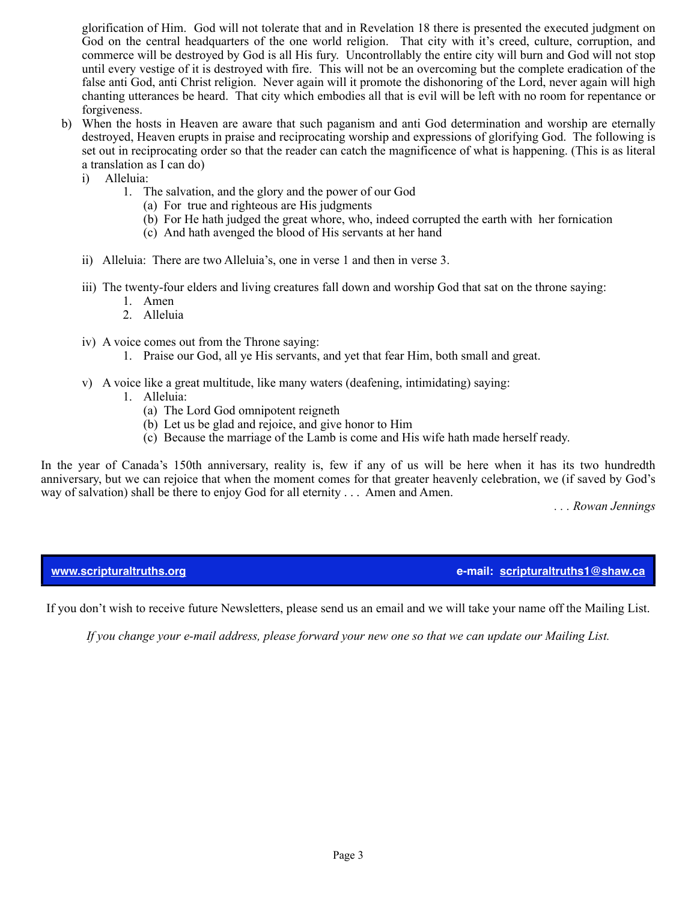glorification of Him. God will not tolerate that and in Revelation 18 there is presented the executed judgment on God on the central headquarters of the one world religion. That city with it's creed, culture, corruption, and commerce will be destroyed by God is all His fury. Uncontrollably the entire city will burn and God will not stop until every vestige of it is destroyed with fire. This will not be an overcoming but the complete eradication of the false anti God, anti Christ religion. Never again will it promote the dishonoring of the Lord, never again will high chanting utterances be heard. That city which embodies all that is evil will be left with no room for repentance or forgiveness.

b) When the hosts in Heaven are aware that such paganism and anti God determination and worship are eternally destroyed, Heaven erupts in praise and reciprocating worship and expressions of glorifying God. The following is set out in reciprocating order so that the reader can catch the magnificence of what is happening. (This is as literal a translation as I can do)

   i) Alleluia:
      1. The salvation, and the glory and the power of our God
         (a) For true and righteous are His judgments
         (b) For He hath judged the great whore, who, indeed corrupted the earth with her fornication
         (c) And hath avenged the blood of His servants at her hand

   ii) Alleluia: There are two Alleluia's, one in verse 1 and then in verse 3.

   iii) The twenty-four elders and living creatures fall down and worship God that sat on the throne saying:
      1. Amen
      2. Alleluia

   iv) A voice comes out from the Throne saying:
      1. Praise our God, all ye His servants, and yet that fear Him, both small and great.

   v) A voice like a great multitude, like many waters (deafening, intimidating) saying:
      1. Alleluia:
         (a) The Lord God omnipotent reigneth
         (b) Let us be glad and rejoice, and give honor to Him
         (c) Because the marriage of the Lamb is come and His wife hath made herself ready.

In the year of Canada's 150th anniversary, reality is, few if any of us will be here when it has its two hundredth anniversary, but we can rejoice that when the moment comes for that greater heavenly celebration, we (if saved by God's way of salvation) shall be there to enjoy God for all eternity . . . Amen and Amen.

*. . . Rowan Jennings*

| | |
|---|---|
| **www.scripturaltruths.org** | **e-mail: scripturaltruths1@shaw.ca** |

If you don't wish to receive future Newsletters, please send us an email and we will take your name off the Mailing List.

*If you change your e-mail address, please forward your new one so that we can update our Mailing List.*